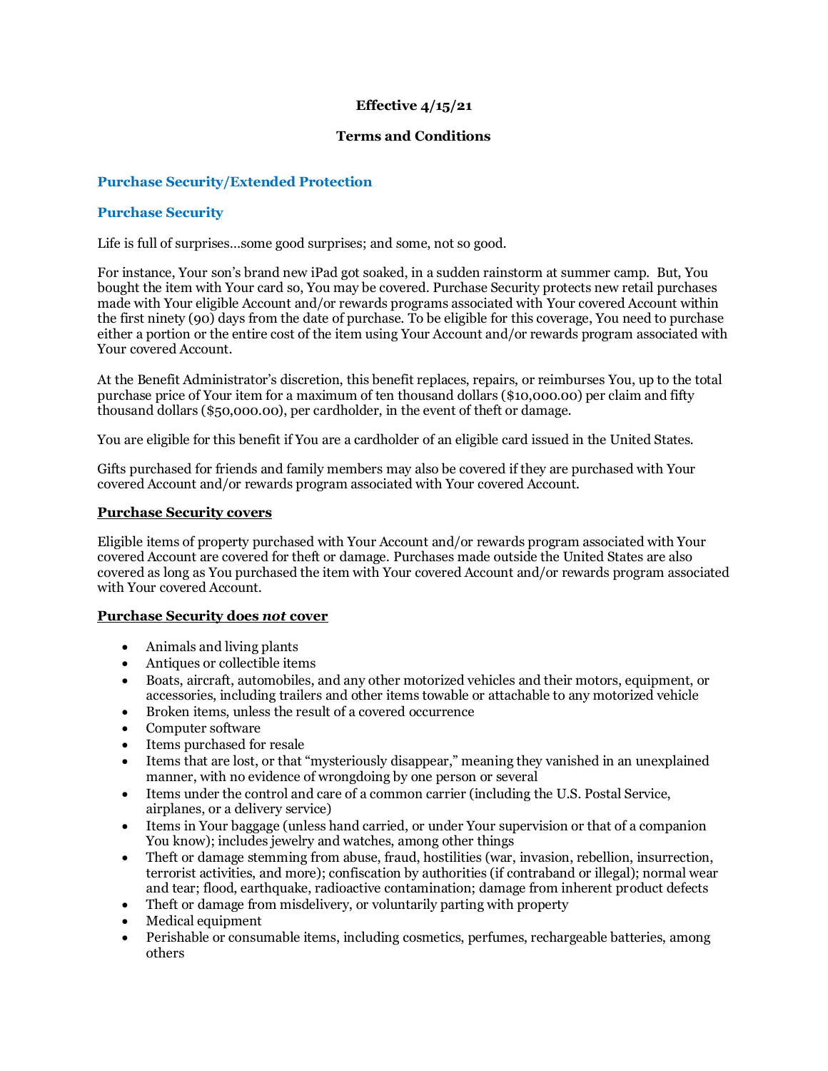**Effective 4/15/21**

**Terms and Conditions**

## Purchase Security/Extended Protection

## Purchase Security

Life is full of surprises...some good surprises; and some, not so good.

For instance, Your son's brand new iPad got soaked, in a sudden rainstorm at summer camp. But, You bought the item with Your card so, You may be covered. Purchase Security protects new retail purchases made with Your eligible Account and/or rewards programs associated with Your covered Account within the first ninety (90) days from the date of purchase. To be eligible for this coverage, You need to purchase either a portion or the entire cost of the item using Your Account and/or rewards program associated with Your covered Account.

At the Benefit Administrator's discretion, this benefit replaces, repairs, or reimburses You, up to the total purchase price of Your item for a maximum of ten thousand dollars ($10,000.00) per claim and fifty thousand dollars ($50,000.00), per cardholder, in the event of theft or damage.

You are eligible for this benefit if You are a cardholder of an eligible card issued in the United States.

Gifts purchased for friends and family members may also be covered if they are purchased with Your covered Account and/or rewards program associated with Your covered Account.

### Purchase Security covers

Eligible items of property purchased with Your Account and/or rewards program associated with Your covered Account are covered for theft or damage. Purchases made outside the United States are also covered as long as You purchased the item with Your covered Account and/or rewards program associated with Your covered Account.

### Purchase Security does *not* cover

- Animals and living plants
- Antiques or collectible items
- Boats, aircraft, automobiles, and any other motorized vehicles and their motors, equipment, or accessories, including trailers and other items towable or attachable to any motorized vehicle
- Broken items, unless the result of a covered occurrence
- Computer software
- Items purchased for resale
- Items that are lost, or that "mysteriously disappear," meaning they vanished in an unexplained manner, with no evidence of wrongdoing by one person or several
- Items under the control and care of a common carrier (including the U.S. Postal Service, airplanes, or a delivery service)
- Items in Your baggage (unless hand carried, or under Your supervision or that of a companion You know); includes jewelry and watches, among other things
- Theft or damage stemming from abuse, fraud, hostilities (war, invasion, rebellion, insurrection, terrorist activities, and more); confiscation by authorities (if contraband or illegal); normal wear and tear; flood, earthquake, radioactive contamination; damage from inherent product defects
- Theft or damage from misdelivery, or voluntarily parting with property
- Medical equipment
- Perishable or consumable items, including cosmetics, perfumes, rechargeable batteries, among others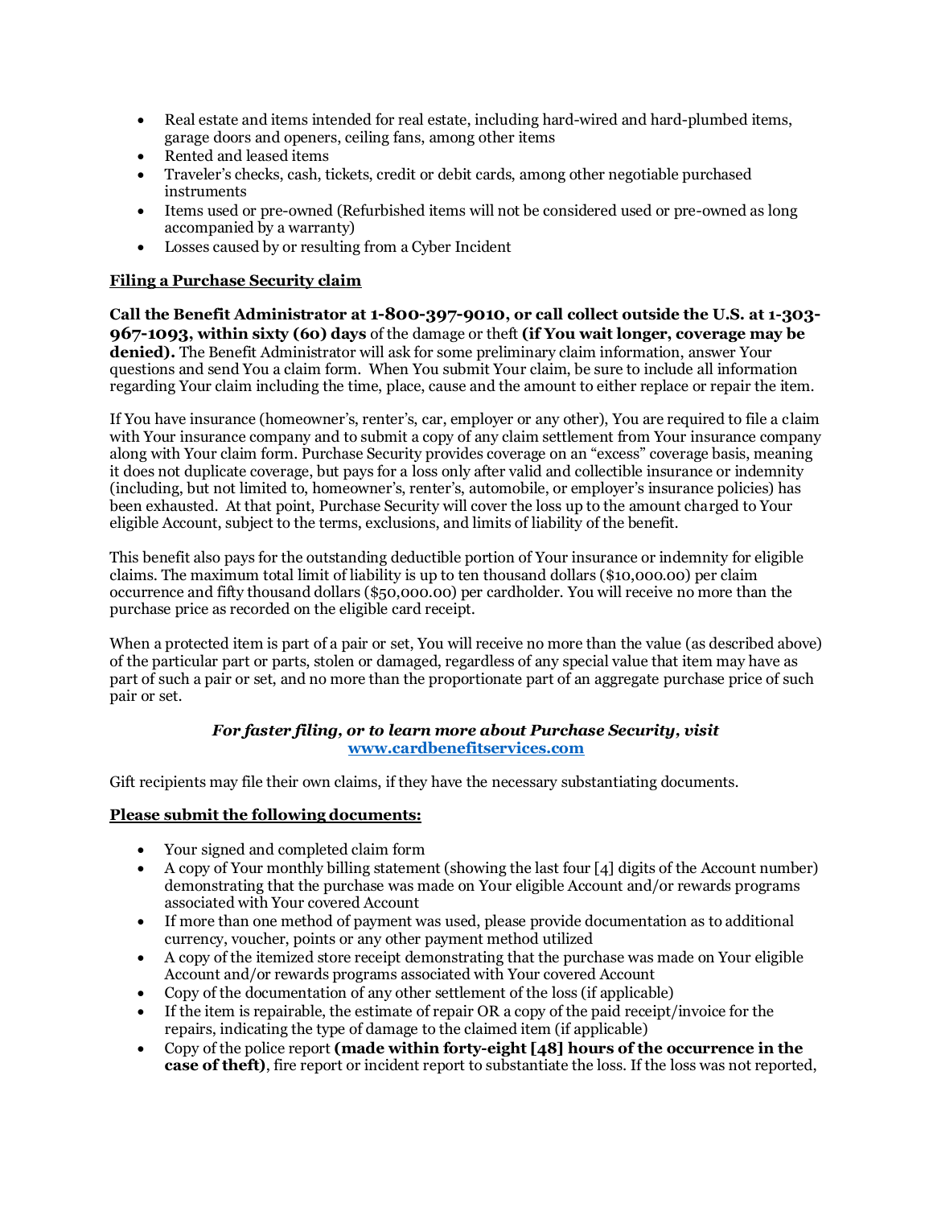- Real estate and items intended for real estate, including hard-wired and hard-plumbed items, garage doors and openers, ceiling fans, among other items
- Rented and leased items
- Traveler's checks, cash, tickets, credit or debit cards, among other negotiable purchased instruments
- Items used or pre-owned (Refurbished items will not be considered used or pre-owned as long accompanied by a warranty)
- Losses caused by or resulting from a Cyber Incident

**Filing a Purchase Security claim**

**Call the Benefit Administrator at 1-800-397-9010, or call collect outside the U.S. at 1-303-967-1093, within sixty (60) days** of the damage or theft **(if You wait longer, coverage may be denied).** The Benefit Administrator will ask for some preliminary claim information, answer Your questions and send You a claim form. When You submit Your claim, be sure to include all information regarding Your claim including the time, place, cause and the amount to either replace or repair the item.

If You have insurance (homeowner's, renter's, car, employer or any other), You are required to file a claim with Your insurance company and to submit a copy of any claim settlement from Your insurance company along with Your claim form. Purchase Security provides coverage on an "excess" coverage basis, meaning it does not duplicate coverage, but pays for a loss only after valid and collectible insurance or indemnity (including, but not limited to, homeowner's, renter's, automobile, or employer's insurance policies) has been exhausted. At that point, Purchase Security will cover the loss up to the amount charged to Your eligible Account, subject to the terms, exclusions, and limits of liability of the benefit.

This benefit also pays for the outstanding deductible portion of Your insurance or indemnity for eligible claims. The maximum total limit of liability is up to ten thousand dollars ($10,000.00) per claim occurrence and fifty thousand dollars ($50,000.00) per cardholder. You will receive no more than the purchase price as recorded on the eligible card receipt.

When a protected item is part of a pair or set, You will receive no more than the value (as described above) of the particular part or parts, stolen or damaged, regardless of any special value that item may have as part of such a pair or set, and no more than the proportionate part of an aggregate purchase price of such pair or set.

***For faster filing, or to learn more about Purchase Security, visit* [www.cardbenefitservices.com](http://www.cardbenefitservices.com)**

Gift recipients may file their own claims, if they have the necessary substantiating documents.

**Please submit the following documents:**

- Your signed and completed claim form
- A copy of Your monthly billing statement (showing the last four [4] digits of the Account number) demonstrating that the purchase was made on Your eligible Account and/or rewards programs associated with Your covered Account
- If more than one method of payment was used, please provide documentation as to additional currency, voucher, points or any other payment method utilized
- A copy of the itemized store receipt demonstrating that the purchase was made on Your eligible Account and/or rewards programs associated with Your covered Account
- Copy of the documentation of any other settlement of the loss (if applicable)
- If the item is repairable, the estimate of repair OR a copy of the paid receipt/invoice for the repairs, indicating the type of damage to the claimed item (if applicable)
- Copy of the police report **(made within forty-eight [48] hours of the occurrence in the case of theft)**, fire report or incident report to substantiate the loss. If the loss was not reported,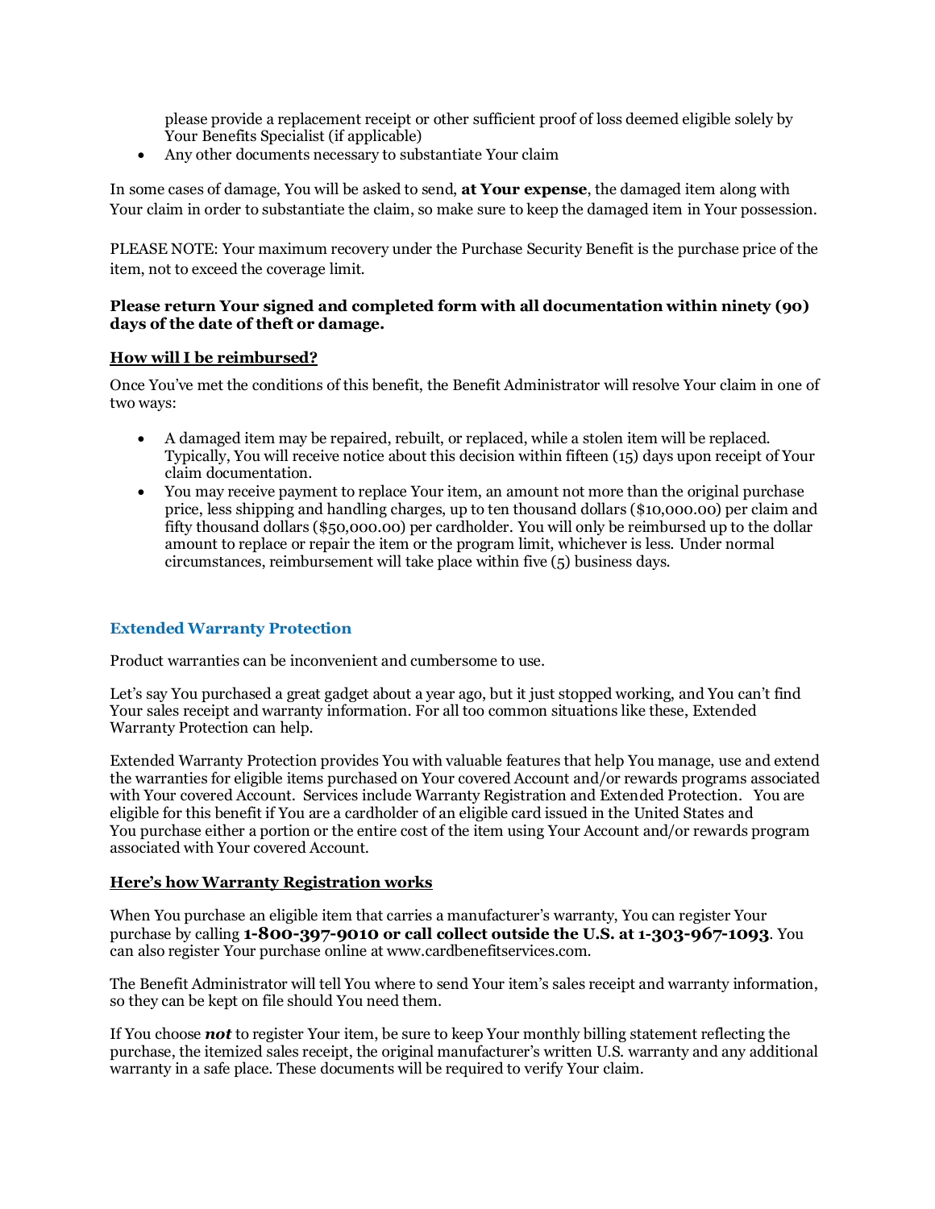please provide a replacement receipt or other sufficient proof of loss deemed eligible solely by Your Benefits Specialist (if applicable)

- Any other documents necessary to substantiate Your claim

In some cases of damage, You will be asked to send, **at Your expense**, the damaged item along with Your claim in order to substantiate the claim, so make sure to keep the damaged item in Your possession.

PLEASE NOTE: Your maximum recovery under the Purchase Security Benefit is the purchase price of the item, not to exceed the coverage limit.

**Please return Your signed and completed form with all documentation within ninety (90) days of the date of theft or damage.**

**How will I be reimbursed?**

Once You've met the conditions of this benefit, the Benefit Administrator will resolve Your claim in one of two ways:

- A damaged item may be repaired, rebuilt, or replaced, while a stolen item will be replaced. Typically, You will receive notice about this decision within fifteen (15) days upon receipt of Your claim documentation.
- You may receive payment to replace Your item, an amount not more than the original purchase price, less shipping and handling charges, up to ten thousand dollars ($10,000.00) per claim and fifty thousand dollars ($50,000.00) per cardholder. You will only be reimbursed up to the dollar amount to replace or repair the item or the program limit, whichever is less. Under normal circumstances, reimbursement will take place within five (5) business days.

## Extended Warranty Protection

Product warranties can be inconvenient and cumbersome to use.

Let's say You purchased a great gadget about a year ago, but it just stopped working, and You can't find Your sales receipt and warranty information. For all too common situations like these, Extended Warranty Protection can help.

Extended Warranty Protection provides You with valuable features that help You manage, use and extend the warranties for eligible items purchased on Your covered Account and/or rewards programs associated with Your covered Account. Services include Warranty Registration and Extended Protection. You are eligible for this benefit if You are a cardholder of an eligible card issued in the United States and You purchase either a portion or the entire cost of the item using Your Account and/or rewards program associated with Your covered Account.

**Here's how Warranty Registration works**

When You purchase an eligible item that carries a manufacturer's warranty, You can register Your purchase by calling **1-800-397-9010 or call collect outside the U.S. at 1-303-967-1093**. You can also register Your purchase online at www.cardbenefitservices.com.

The Benefit Administrator will tell You where to send Your item's sales receipt and warranty information, so they can be kept on file should You need them.

If You choose ***not*** to register Your item, be sure to keep Your monthly billing statement reflecting the purchase, the itemized sales receipt, the original manufacturer's written U.S. warranty and any additional warranty in a safe place. These documents will be required to verify Your claim.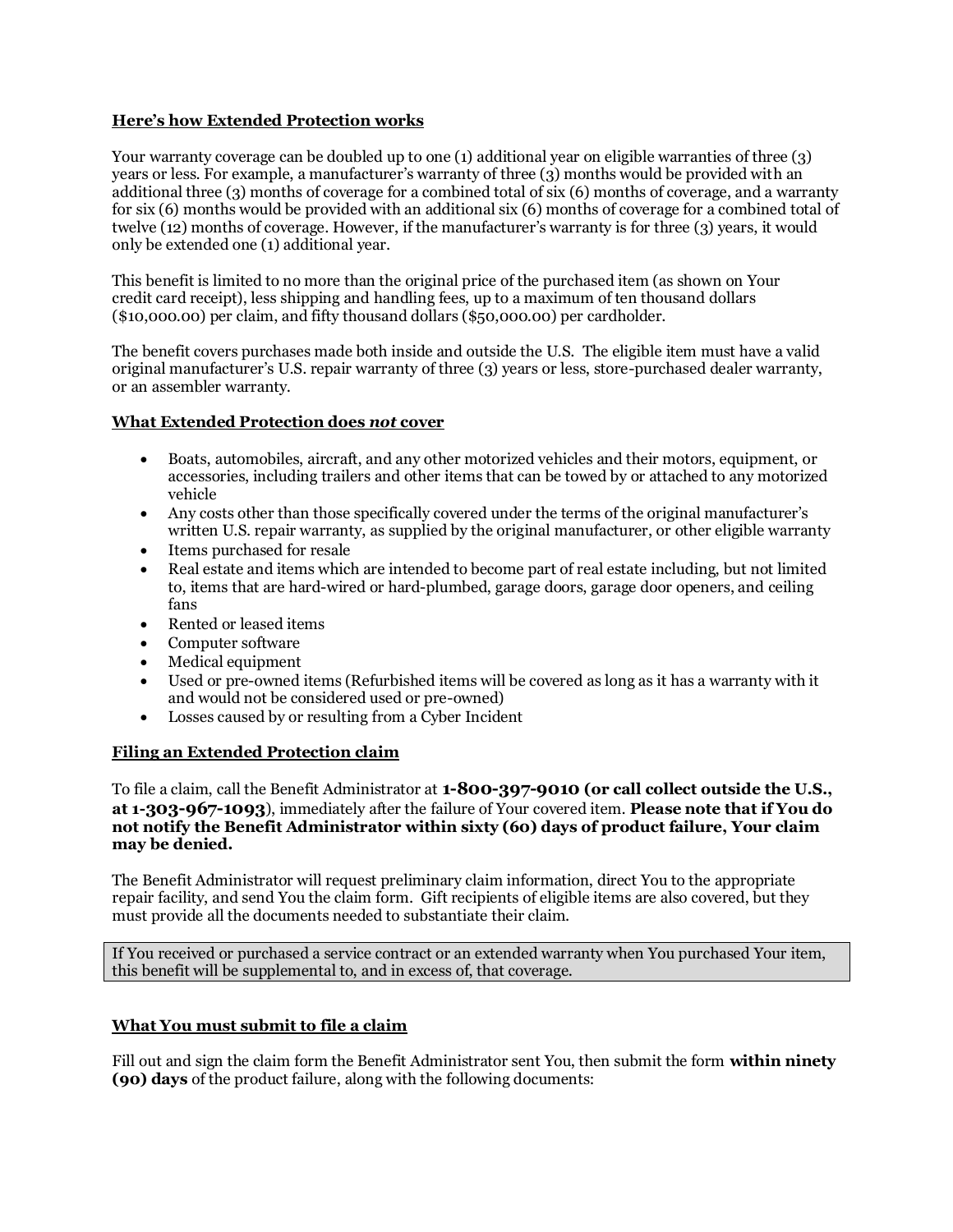## Here's how Extended Protection works

Your warranty coverage can be doubled up to one (1) additional year on eligible warranties of three (3) years or less. For example, a manufacturer's warranty of three (3) months would be provided with an additional three (3) months of coverage for a combined total of six (6) months of coverage, and a warranty for six (6) months would be provided with an additional six (6) months of coverage for a combined total of twelve (12) months of coverage. However, if the manufacturer's warranty is for three (3) years, it would only be extended one (1) additional year.

This benefit is limited to no more than the original price of the purchased item (as shown on Your credit card receipt), less shipping and handling fees, up to a maximum of ten thousand dollars ($10,000.00) per claim, and fifty thousand dollars ($50,000.00) per cardholder.

The benefit covers purchases made both inside and outside the U.S. The eligible item must have a valid original manufacturer's U.S. repair warranty of three (3) years or less, store-purchased dealer warranty, or an assembler warranty.

## What Extended Protection does *not* cover

- Boats, automobiles, aircraft, and any other motorized vehicles and their motors, equipment, or accessories, including trailers and other items that can be towed by or attached to any motorized vehicle
- Any costs other than those specifically covered under the terms of the original manufacturer's written U.S. repair warranty, as supplied by the original manufacturer, or other eligible warranty
- Items purchased for resale
- Real estate and items which are intended to become part of real estate including, but not limited to, items that are hard-wired or hard-plumbed, garage doors, garage door openers, and ceiling fans
- Rented or leased items
- Computer software
- Medical equipment
- Used or pre-owned items (Refurbished items will be covered as long as it has a warranty with it and would not be considered used or pre-owned)
- Losses caused by or resulting from a Cyber Incident

## Filing an Extended Protection claim

To file a claim, call the Benefit Administrator at **1-800-397-9010 (or call collect outside the U.S., at 1-303-967-1093**), immediately after the failure of Your covered item. **Please note that if You do not notify the Benefit Administrator within sixty (60) days of product failure, Your claim may be denied.**

The Benefit Administrator will request preliminary claim information, direct You to the appropriate repair facility, and send You the claim form. Gift recipients of eligible items are also covered, but they must provide all the documents needed to substantiate their claim.

If You received or purchased a service contract or an extended warranty when You purchased Your item, this benefit will be supplemental to, and in excess of, that coverage.

## What You must submit to file a claim

Fill out and sign the claim form the Benefit Administrator sent You, then submit the form **within ninety (90) days** of the product failure, along with the following documents: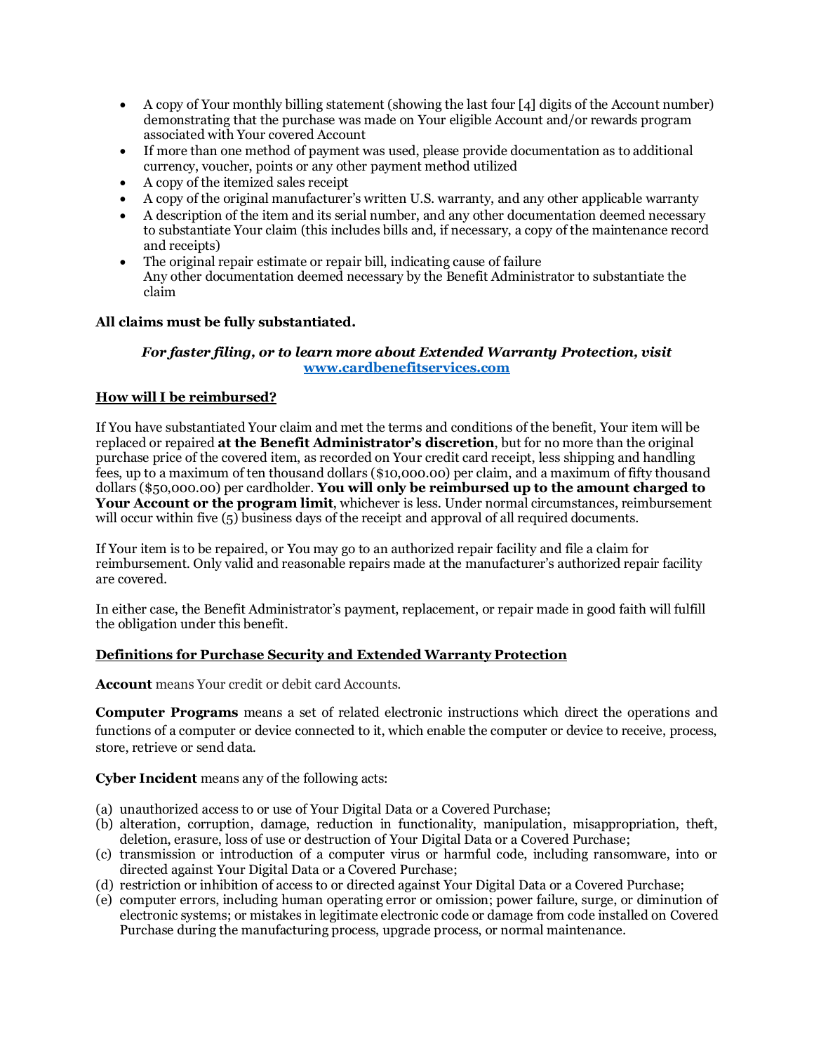- A copy of Your monthly billing statement (showing the last four [4] digits of the Account number) demonstrating that the purchase was made on Your eligible Account and/or rewards program associated with Your covered Account
- If more than one method of payment was used, please provide documentation as to additional currency, voucher, points or any other payment method utilized
- A copy of the itemized sales receipt
- A copy of the original manufacturer's written U.S. warranty, and any other applicable warranty
- A description of the item and its serial number, and any other documentation deemed necessary to substantiate Your claim (this includes bills and, if necessary, a copy of the maintenance record and receipts)
- The original repair estimate or repair bill, indicating cause of failure
  Any other documentation deemed necessary by the Benefit Administrator to substantiate the claim

**All claims must be fully substantiated.**

***For faster filing, or to learn more about Extended Warranty Protection, visit*** [www.cardbenefitservices.com](www.cardbenefitservices.com)

**How will I be reimbursed?**

If You have substantiated Your claim and met the terms and conditions of the benefit, Your item will be replaced or repaired **at the Benefit Administrator's discretion**, but for no more than the original purchase price of the covered item, as recorded on Your credit card receipt, less shipping and handling fees, up to a maximum of ten thousand dollars ($10,000.00) per claim, and a maximum of fifty thousand dollars ($50,000.00) per cardholder. **You will only be reimbursed up to the amount charged to Your Account or the program limit**, whichever is less. Under normal circumstances, reimbursement will occur within five (5) business days of the receipt and approval of all required documents.

If Your item is to be repaired, or You may go to an authorized repair facility and file a claim for reimbursement. Only valid and reasonable repairs made at the manufacturer's authorized repair facility are covered.

In either case, the Benefit Administrator's payment, replacement, or repair made in good faith will fulfill the obligation under this benefit.

**Definitions for Purchase Security and Extended Warranty Protection**

**Account** means Your credit or debit card Accounts.

**Computer Programs** means a set of related electronic instructions which direct the operations and functions of a computer or device connected to it, which enable the computer or device to receive, process, store, retrieve or send data.

**Cyber Incident** means any of the following acts:

(a) unauthorized access to or use of Your Digital Data or a Covered Purchase;
(b) alteration, corruption, damage, reduction in functionality, manipulation, misappropriation, theft, deletion, erasure, loss of use or destruction of Your Digital Data or a Covered Purchase;
(c) transmission or introduction of a computer virus or harmful code, including ransomware, into or directed against Your Digital Data or a Covered Purchase;
(d) restriction or inhibition of access to or directed against Your Digital Data or a Covered Purchase;
(e) computer errors, including human operating error or omission; power failure, surge, or diminution of electronic systems; or mistakes in legitimate electronic code or damage from code installed on Covered Purchase during the manufacturing process, upgrade process, or normal maintenance.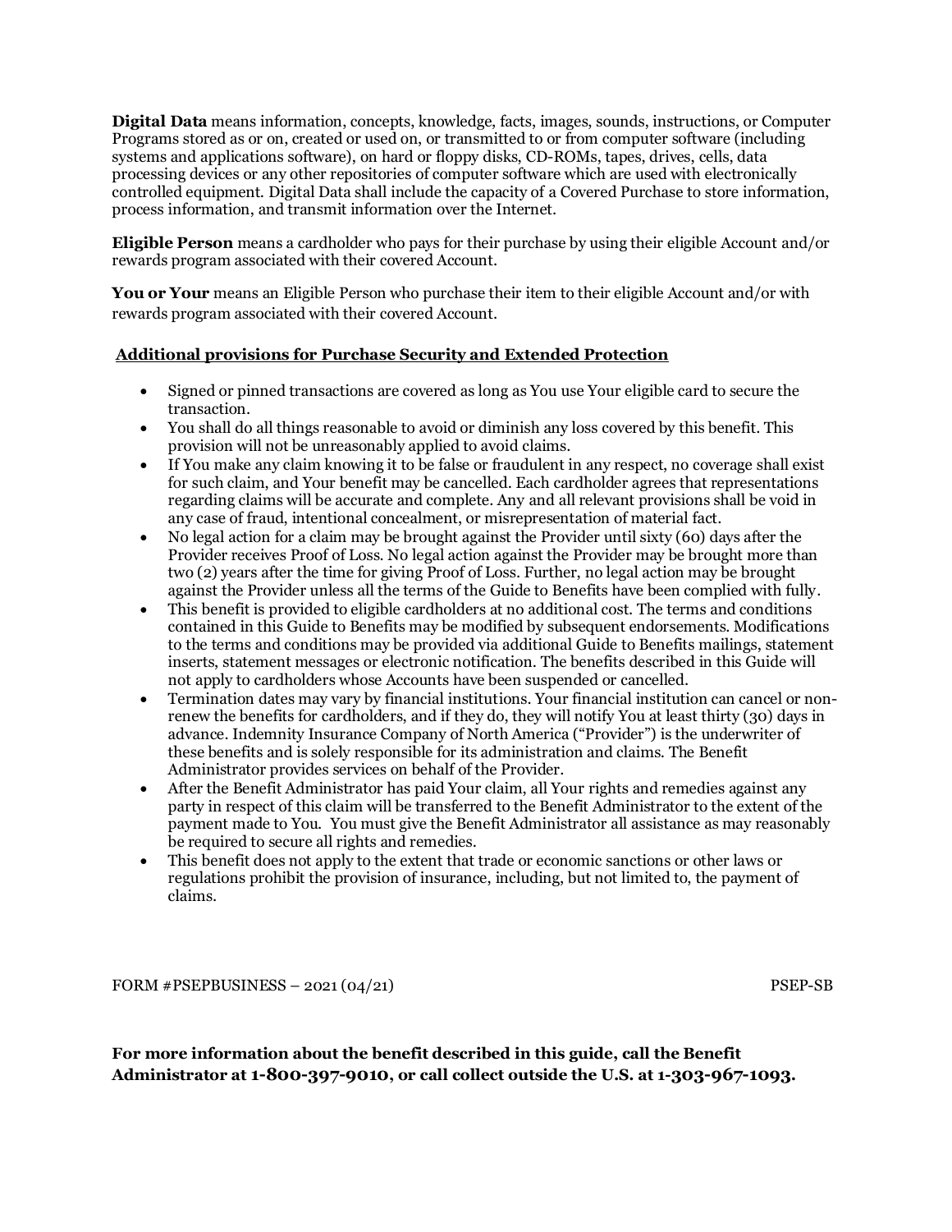**Digital Data** means information, concepts, knowledge, facts, images, sounds, instructions, or Computer Programs stored as or on, created or used on, or transmitted to or from computer software (including systems and applications software), on hard or floppy disks, CD-ROMs, tapes, drives, cells, data processing devices or any other repositories of computer software which are used with electronically controlled equipment. Digital Data shall include the capacity of a Covered Purchase to store information, process information, and transmit information over the Internet.

**Eligible Person** means a cardholder who pays for their purchase by using their eligible Account and/or rewards program associated with their covered Account.

**You or Your** means an Eligible Person who purchase their item to their eligible Account and/or with rewards program associated with their covered Account.

**Additional provisions for Purchase Security and Extended Protection**

- Signed or pinned transactions are covered as long as You use Your eligible card to secure the transaction.
- You shall do all things reasonable to avoid or diminish any loss covered by this benefit. This provision will not be unreasonably applied to avoid claims.
- If You make any claim knowing it to be false or fraudulent in any respect, no coverage shall exist for such claim, and Your benefit may be cancelled. Each cardholder agrees that representations regarding claims will be accurate and complete. Any and all relevant provisions shall be void in any case of fraud, intentional concealment, or misrepresentation of material fact.
- No legal action for a claim may be brought against the Provider until sixty (60) days after the Provider receives Proof of Loss. No legal action against the Provider may be brought more than two (2) years after the time for giving Proof of Loss. Further, no legal action may be brought against the Provider unless all the terms of the Guide to Benefits have been complied with fully.
- This benefit is provided to eligible cardholders at no additional cost. The terms and conditions contained in this Guide to Benefits may be modified by subsequent endorsements. Modifications to the terms and conditions may be provided via additional Guide to Benefits mailings, statement inserts, statement messages or electronic notification. The benefits described in this Guide will not apply to cardholders whose Accounts have been suspended or cancelled.
- Termination dates may vary by financial institutions. Your financial institution can cancel or non-renew the benefits for cardholders, and if they do, they will notify You at least thirty (30) days in advance. Indemnity Insurance Company of North America ("Provider") is the underwriter of these benefits and is solely responsible for its administration and claims. The Benefit Administrator provides services on behalf of the Provider.
- After the Benefit Administrator has paid Your claim, all Your rights and remedies against any party in respect of this claim will be transferred to the Benefit Administrator to the extent of the payment made to You. You must give the Benefit Administrator all assistance as may reasonably be required to secure all rights and remedies.
- This benefit does not apply to the extent that trade or economic sanctions or other laws or regulations prohibit the provision of insurance, including, but not limited to, the payment of claims.

FORM #PSEPBUSINESS – 2021 (04/21) PSEP-SB

**For more information about the benefit described in this guide, call the Benefit Administrator at 1-800-397-9010, or call collect outside the U.S. at 1-303-967-1093.**